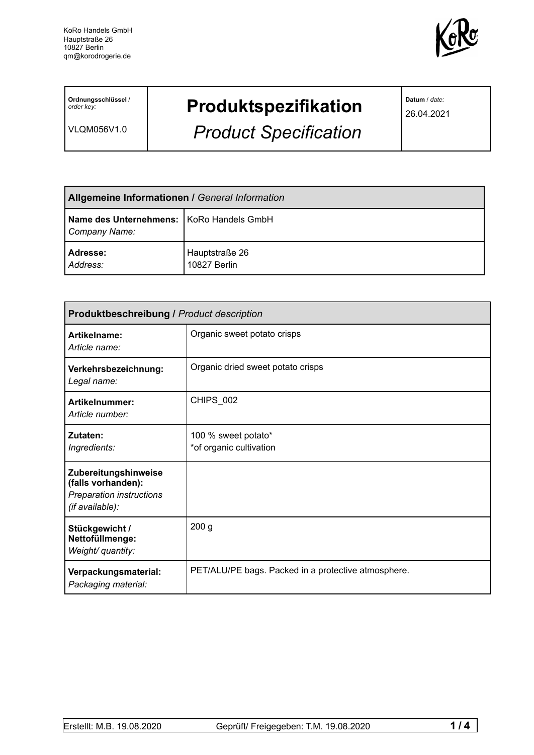KoRo Handels GmbH
Hauptstraße 26
10827 Berlin
qm@korodrogerie.de

| **Ordnungsschlüssel** / *order key:* VLQM056V1.0 | **Produktspezifikation** *Product Specification* | **Datum** / *date:* 26.04.2021 |
|---|---|---|

| **Allgemeine Informationen /** *General Information* | |
|---|---|
| **Name des Unternehmens:** *Company Name:* | KoRo Handels GmbH |
| **Adresse:** *Address:* | Hauptstraße 26 10827 Berlin |

| **Produktbeschreibung /** *Product description* | |
|---|---|
| **Artikelname:** *Article name:* | Organic sweet potato crisps |
| **Verkehrsbezeichnung:** *Legal name:* | Organic dried sweet potato crisps |
| **Artikelnummer:** *Article number:* | CHIPS_002 |
| **Zutaten:** *Ingredients:* | 100 % sweet potato* *of organic cultivation |
| **Zubereitungshinweise (falls vorhanden):** *Preparation instructions (if available):* | |
| **Stückgewicht / Nettofüllmenge:** *Weight/ quantity:* | 200 g |
| **Verpackungsmaterial:** *Packaging material:* | PET/ALU/PE bags. Packed in a protective atmosphere. |

Erstellt: M.B. 19.08.2020 Geprüft/ Freigegeben: T.M. 19.08.2020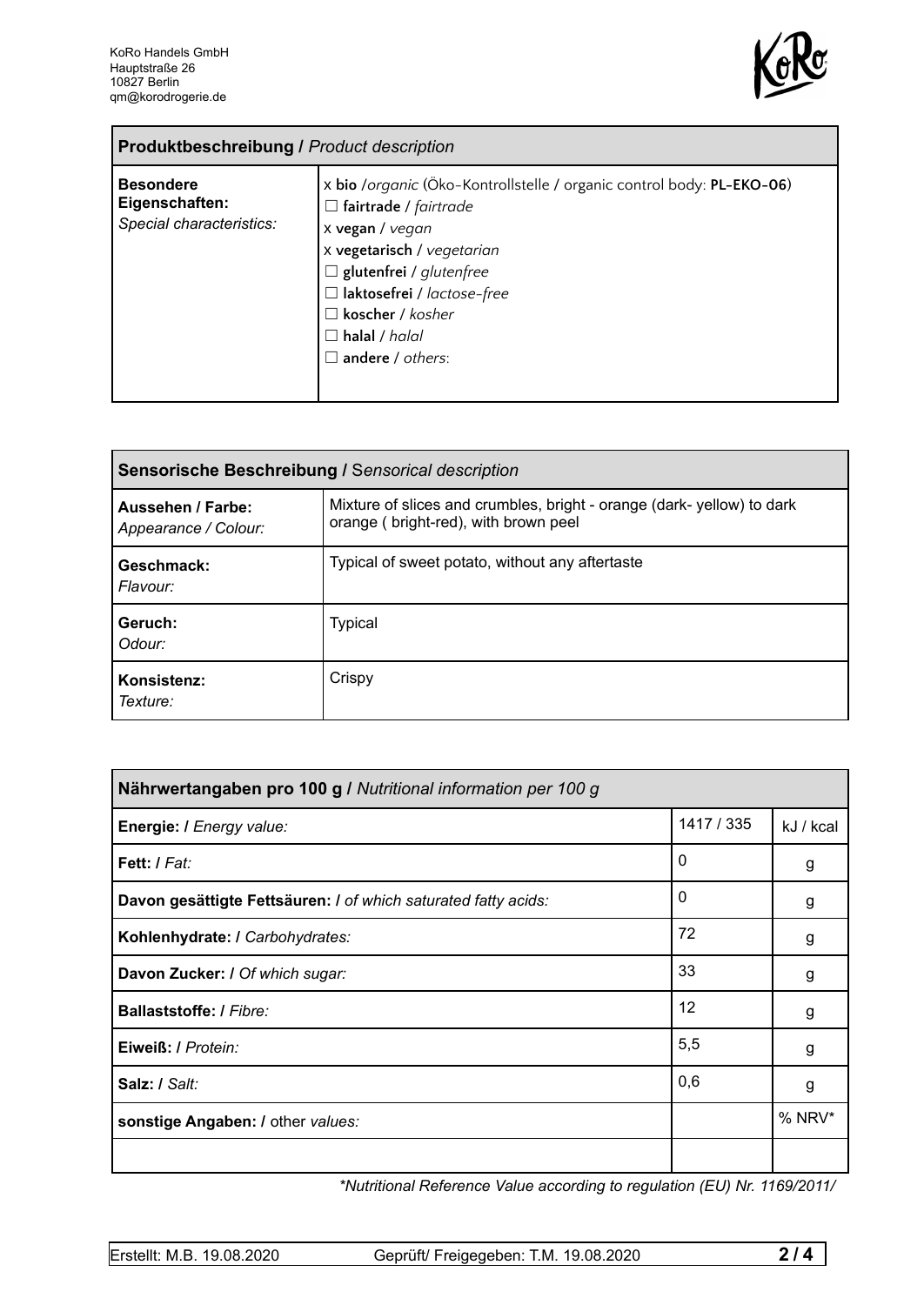| **Produktbeschreibung /** *Product description* | |
|---|---|
| **Besondere Eigenschaften:** *Special characteristics:* | x **bio** /*organic* (Öko-Kontrollstelle / organic control body: **PL-EKO-06**)<br>☐ **fairtrade** / *fairtrade*<br>x **vegan** / *vegan*<br>x **vegetarisch** / *vegetarian*<br>☐ **glutenfrei** / *glutenfree*<br>☐ **laktosefrei** / *lactose-free*<br>☐ **koscher** / *kosher*<br>☐ **halal** / *halal*<br>☐ **andere** / *others*: |

| **Sensorische Beschreibung /** *Sensorical description* | |
|---|---|
| **Aussehen / Farbe:** *Appearance / Colour:* | Mixture of slices and crumbles, bright - orange (dark- yellow) to dark orange ( bright-red), with brown peel |
| **Geschmack:** *Flavour:* | Typical of sweet potato, without any aftertaste |
| **Geruch:** *Odour:* | Typical |
| **Konsistenz:** *Texture:* | Crispy |

| **Nährwertangaben pro 100 g /** *Nutritional information per 100 g* | | |
|---|---|---|
| **Energie: /** *Energy value:* | 1417 / 335 | kJ / kcal |
| **Fett: /** *Fat:* | 0 | g |
| **Davon gesättigte Fettsäuren: /** *of which saturated fatty acids:* | 0 | g |
| **Kohlenhydrate: /** *Carbohydrates:* | 72 | g |
| **Davon Zucker: /** *Of which sugar:* | 33 | g |
| **Ballaststoffe: /** *Fibre:* | 12 | g |
| **Eiweiß: /** *Protein:* | 5,5 | g |
| **Salz: /** *Salt:* | 0,6 | g |
| **sonstige Angaben: /** other *values:* | | % NRV* |
| | | |

*\*Nutritional Reference Value according to regulation (EU) Nr. 1169/2011/*

Erstellt: M.B. 19.08.2020 Geprüft/ Freigegeben: T.M. 19.08.2020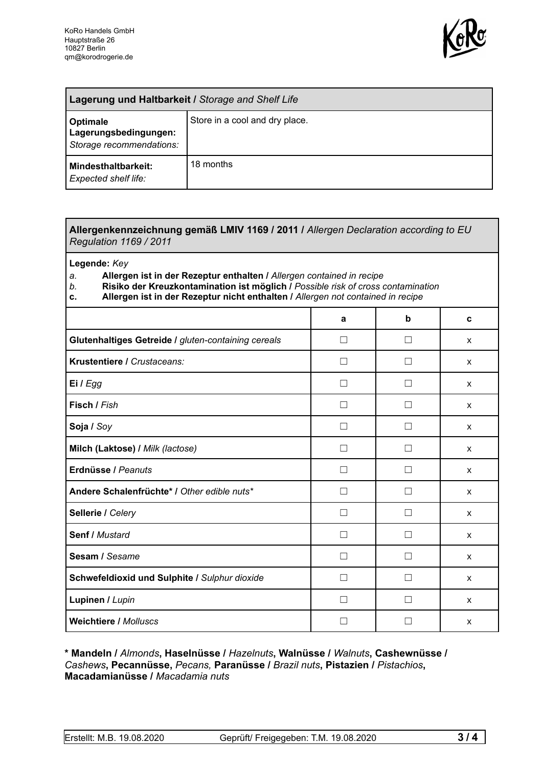KoRo Handels GmbH
Hauptstraße 26
10827 Berlin
qm@korodrogerie.de

| **Lagerung und Haltbarkeit /** *Storage and Shelf Life* | |
|---|---|
| **Optimale Lagerungsbedingungen:** *Storage recommendations:* | Store in a cool and dry place. |
| **Mindesthaltbarkeit:** *Expected shelf life:* | 18 months |

**Allergenkennzeichnung gemäß LMIV 1169 / 2011 /** *Allergen Declaration according to EU Regulation 1169 / 2011*

**Legende:** *Key*

*a.* **Allergen ist in der Rezeptur enthalten /** *Allergen contained in recipe*
*b.* **Risiko der Kreuzkontamination ist möglich /** *Possible risk of cross contamination*
**c.** **Allergen ist in der Rezeptur nicht enthalten /** *Allergen not contained in recipe*

| | a | b | c |
|---|---|---|---|
| **Glutenhaltiges Getreide /** *gluten-containing cereals* | ☐ | ☐ | x |
| **Krustentiere /** *Crustaceans:* | ☐ | ☐ | x |
| **Ei /** *Egg* | ☐ | ☐ | x |
| **Fisch /** *Fish* | ☐ | ☐ | x |
| **Soja /** *Soy* | ☐ | ☐ | x |
| **Milch (Laktose) /** *Milk (lactose)* | ☐ | ☐ | x |
| **Erdnüsse /** *Peanuts* | ☐ | ☐ | x |
| **Andere Schalenfrüchte* /** *Other edible nuts** | ☐ | ☐ | x |
| **Sellerie /** *Celery* | ☐ | ☐ | x |
| **Senf /** *Mustard* | ☐ | ☐ | x |
| **Sesam /** *Sesame* | ☐ | ☐ | x |
| **Schwefeldioxid und Sulphite /** *Sulphur dioxide* | ☐ | ☐ | x |
| **Lupinen /** *Lupin* | ☐ | ☐ | x |
| **Weichtiere /** *Molluscs* | ☐ | ☐ | x |

**\* Mandeln /** *Almonds*, **Haselnüsse /** *Hazelnuts*, **Walnüsse /** *Walnuts*, **Cashewnüsse /** *Cashews*, **Pecannüsse,** *Pecans,* **Paranüsse /** *Brazil nuts*, **Pistazien /** *Pistachios*, **Macadamianüsse /** *Macadamia nuts*

Erstellt: M.B. 19.08.2020 | Geprüft/ Freigegeben: T.M. 19.08.2020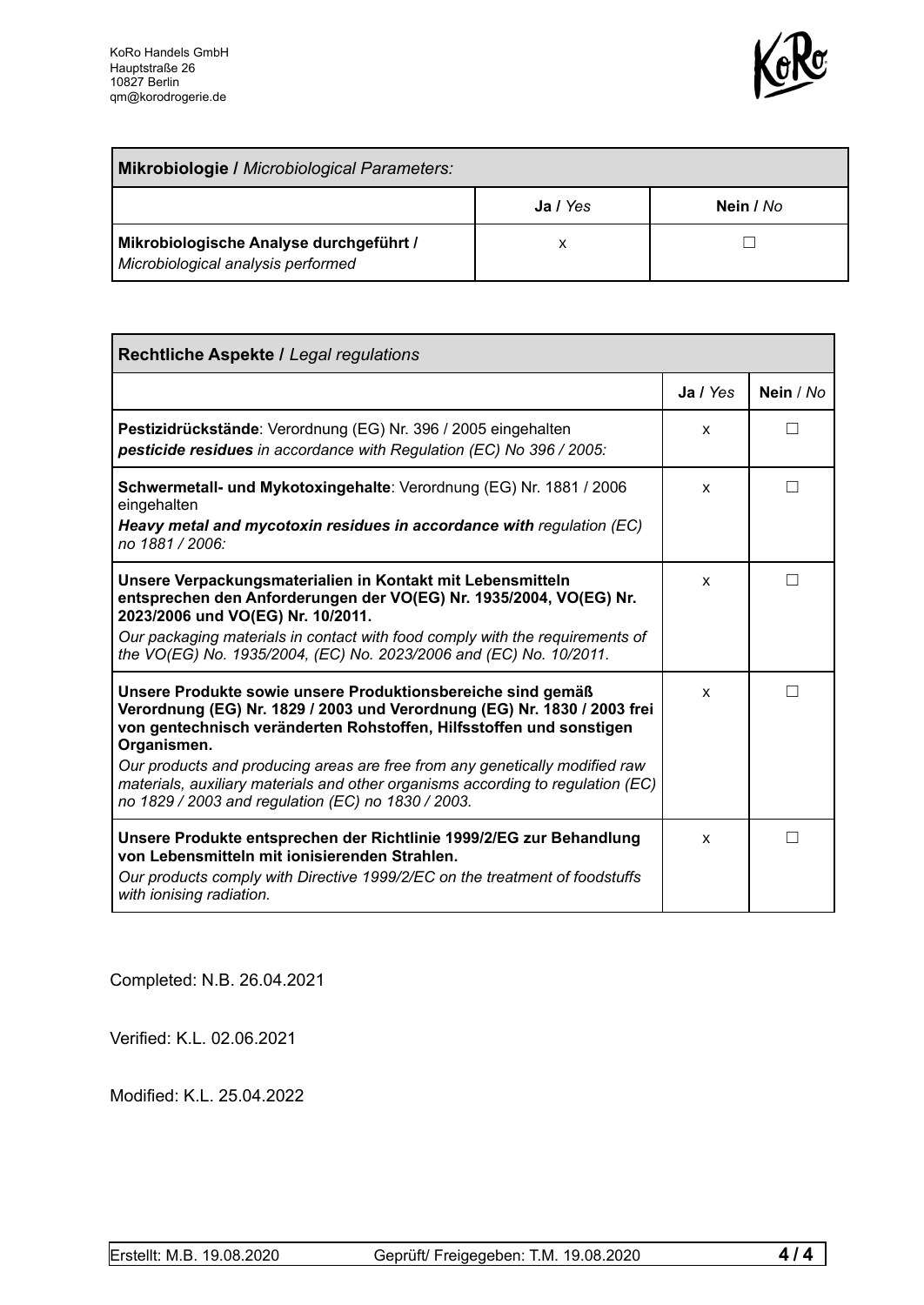| **Mikrobiologie /** *Microbiological Parameters:* | | |
|---|---|---|
| | **Ja /** *Yes* | **Nein /** *No* |
| **Mikrobiologische Analyse durchgeführt /** *Microbiological analysis performed* | x | ☐ |

| **Rechtliche Aspekte /** *Legal regulations* | | |
|---|---|---|
| | **Ja /** *Yes* | **Nein** / *No* |
| **Pestizidrückstände**: Verordnung (EG) Nr. 396 / 2005 eingehalten ***pesticide residues*** *in accordance with Regulation (EC) No 396 / 2005:* | x | ☐ |
| **Schwermetall- und Mykotoxingehalte**: Verordnung (EG) Nr. 1881 / 2006 eingehalten ***Heavy metal and mycotoxin residues in accordance with*** *regulation (EC) no 1881 / 2006:* | x | ☐ |
| **Unsere Verpackungsmaterialien in Kontakt mit Lebensmitteln entsprechen den Anforderungen der VO(EG) Nr. 1935/2004, VO(EG) Nr. 2023/2006 und VO(EG) Nr. 10/2011.** *Our packaging materials in contact with food comply with the requirements of the VO(EG) No. 1935/2004, (EC) No. 2023/2006 and (EC) No. 10/2011.* | x | ☐ |
| **Unsere Produkte sowie unsere Produktionsbereiche sind gemäß Verordnung (EG) Nr. 1829 / 2003 und Verordnung (EG) Nr. 1830 / 2003 frei von gentechnisch veränderten Rohstoffen, Hilfsstoffen und sonstigen Organismen.** *Our products and producing areas are free from any genetically modified raw materials, auxiliary materials and other organisms according to regulation (EC) no 1829 / 2003 and regulation (EC) no 1830 / 2003.* | x | ☐ |
| **Unsere Produkte entsprechen der Richtlinie 1999/2/EG zur Behandlung von Lebensmitteln mit ionisierenden Strahlen.** *Our products comply with Directive 1999/2/EC on the treatment of foodstuffs with ionising radiation.* | x | ☐ |

Completed: N.B. 26.04.2021

Verified: K.L. 02.06.2021

Modified: K.L. 25.04.2022